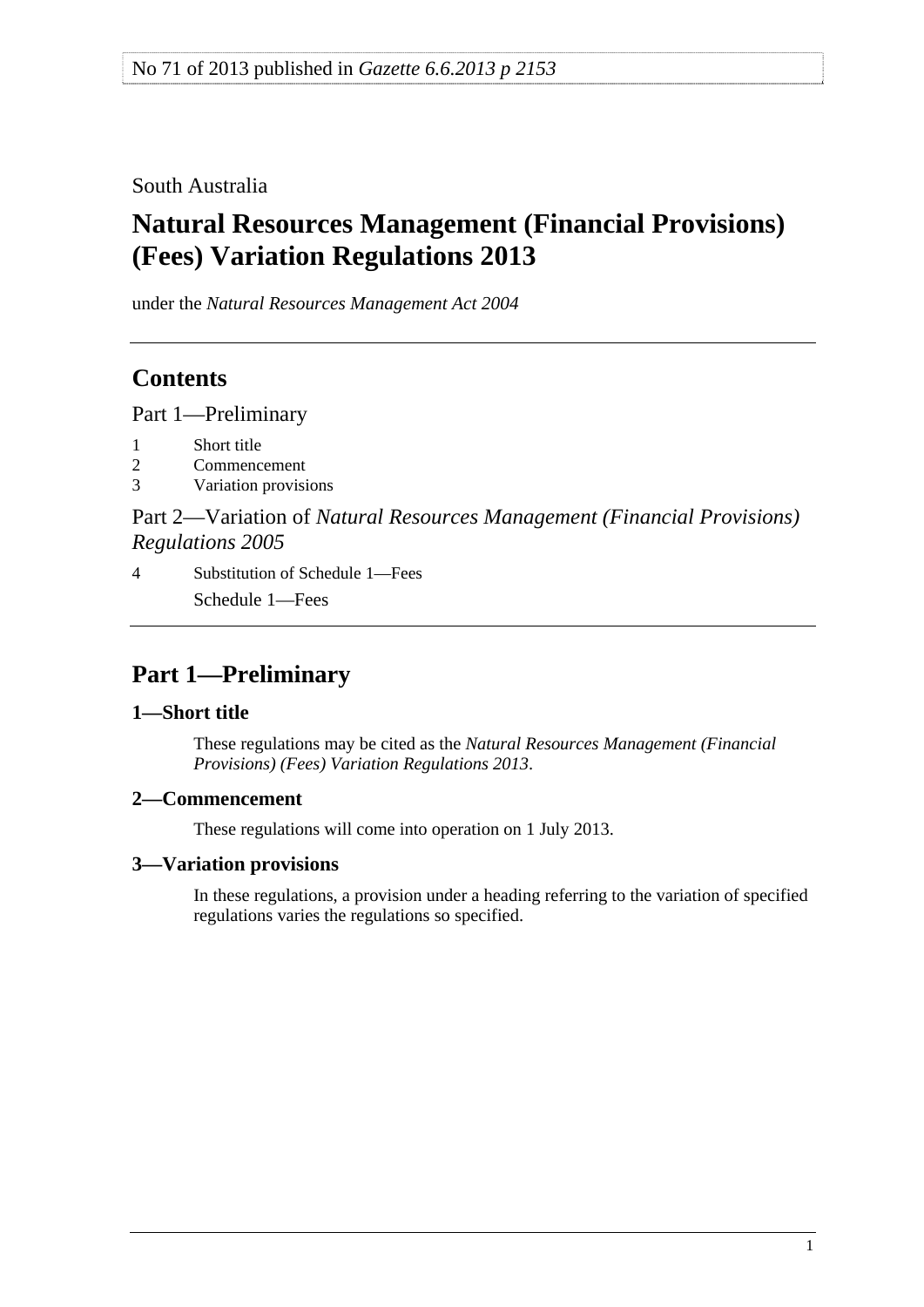No 71 of 2013 published in *Gazette 6.6.2013 p 2153*

South Australia

# Natural Resources Management (Financial Provisions) (Fees) Variation Regulations 2013

under the *Natural Resources Management Act 2004*

## Contents

Part 1—Preliminary

1 Short title
2 Commencement
3 Variation provisions

Part 2—Variation of *Natural Resources Management (Financial Provisions) Regulations 2005*

4 Substitution of Schedule 1—Fees
Schedule 1—Fees

## Part 1—Preliminary

### 1—Short title

These regulations may be cited as the *Natural Resources Management (Financial Provisions) (Fees) Variation Regulations 2013*.

### 2—Commencement

These regulations will come into operation on 1 July 2013.

### 3—Variation provisions

In these regulations, a provision under a heading referring to the variation of specified regulations varies the regulations so specified.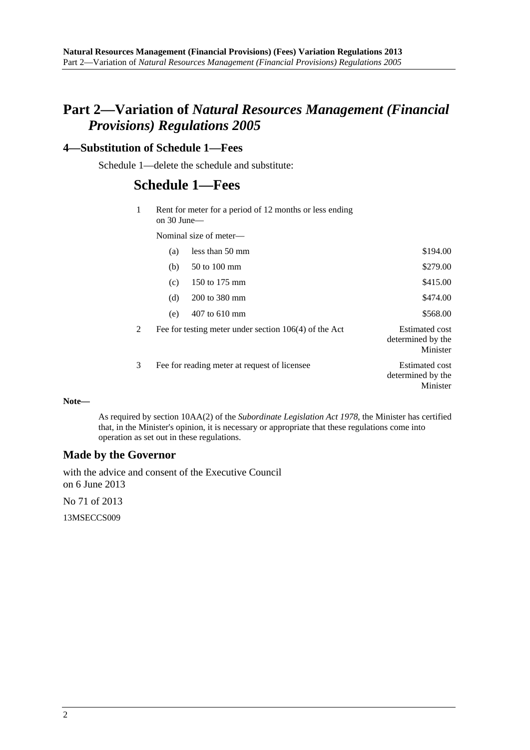## Part 2—Variation of *Natural Resources Management (Financial Provisions) Regulations 2005*

### 4—Substitution of Schedule 1—Fees

Schedule 1—delete the schedule and substitute:

## Schedule 1—Fees

| | | | |
|---|---|---|---|
| 1 | Rent for meter for a period of 12 months or less ending on 30 June— | | |
| | Nominal size of meter— | | |
| | (a) | less than 50 mm | $194.00 |
| | (b) | 50 to 100 mm | $279.00 |
| | (c) | 150 to 175 mm | $415.00 |
| | (d) | 200 to 380 mm | $474.00 |
| | (e) | 407 to 610 mm | $568.00 |
| 2 | Fee for testing meter under section 106(4) of the Act | | Estimated cost determined by the Minister |
| 3 | Fee for reading meter at request of licensee | | Estimated cost determined by the Minister |

**Note—**

As required by section 10AA(2) of the *Subordinate Legislation Act 1978*, the Minister has certified that, in the Minister's opinion, it is necessary or appropriate that these regulations come into operation as set out in these regulations.

### Made by the Governor

with the advice and consent of the Executive Council on 6 June 2013

No 71 of 2013

13MSECCS009